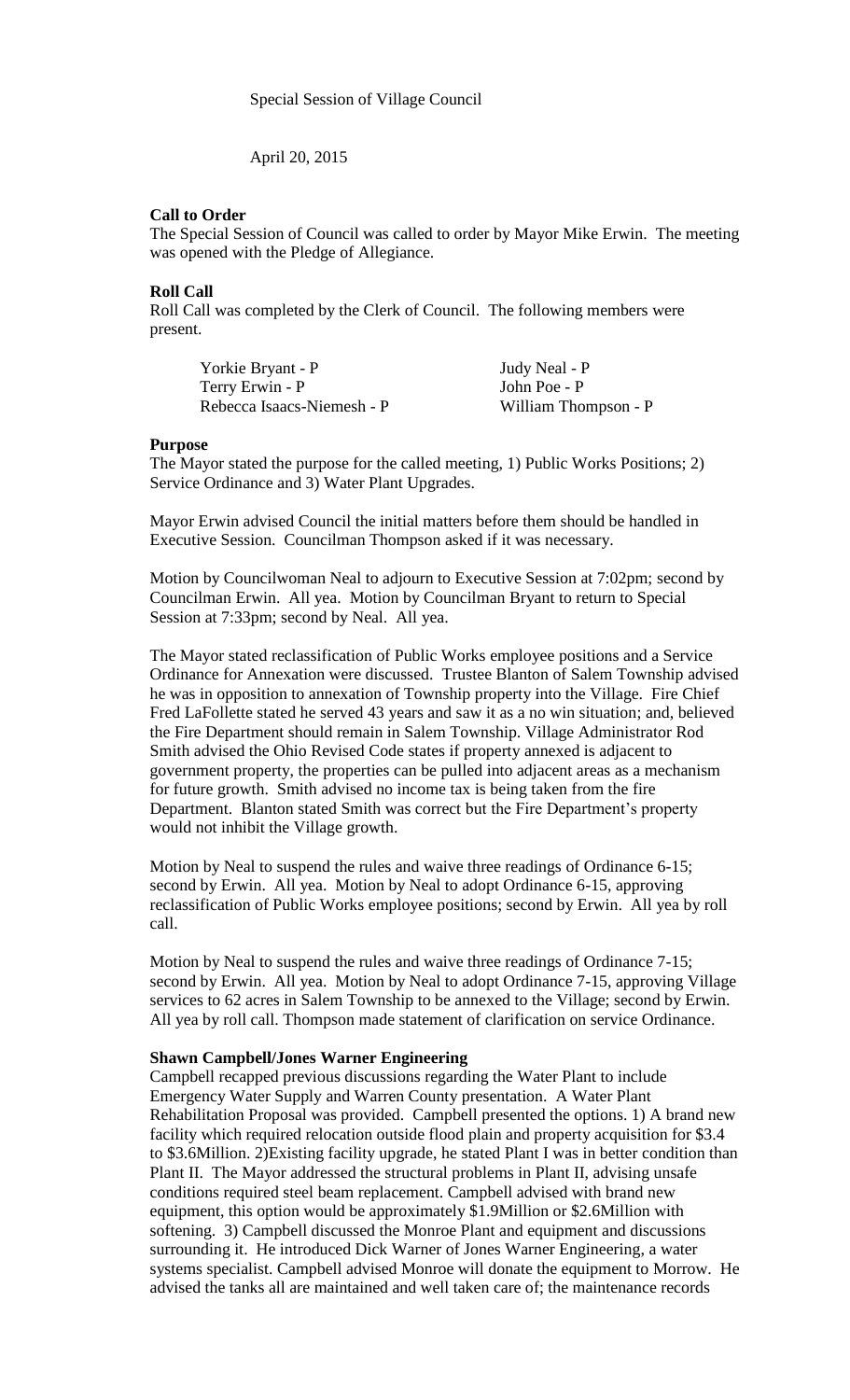Special Session of Village Council

April 20, 2015

**Call to Order**

The Special Session of Council was called to order by Mayor Mike Erwin. The meeting was opened with the Pledge of Allegiance.

**Roll Call**

Roll Call was completed by the Clerk of Council. The following members were present.

| | |
|---|---|
| Yorkie Bryant - P | Judy Neal - P |
| Terry Erwin - P | John Poe - P |
| Rebecca Isaacs-Niemesh - P | William Thompson - P |

**Purpose**

The Mayor stated the purpose for the called meeting, 1) Public Works Positions; 2) Service Ordinance and 3) Water Plant Upgrades.

Mayor Erwin advised Council the initial matters before them should be handled in Executive Session. Councilman Thompson asked if it was necessary.

Motion by Councilwoman Neal to adjourn to Executive Session at 7:02pm; second by Councilman Erwin. All yea. Motion by Councilman Bryant to return to Special Session at 7:33pm; second by Neal. All yea.

The Mayor stated reclassification of Public Works employee positions and a Service Ordinance for Annexation were discussed. Trustee Blanton of Salem Township advised he was in opposition to annexation of Township property into the Village. Fire Chief Fred LaFollette stated he served 43 years and saw it as a no win situation; and, believed the Fire Department should remain in Salem Township. Village Administrator Rod Smith advised the Ohio Revised Code states if property annexed is adjacent to government property, the properties can be pulled into adjacent areas as a mechanism for future growth. Smith advised no income tax is being taken from the fire Department. Blanton stated Smith was correct but the Fire Department's property would not inhibit the Village growth.

Motion by Neal to suspend the rules and waive three readings of Ordinance 6-15; second by Erwin. All yea. Motion by Neal to adopt Ordinance 6-15, approving reclassification of Public Works employee positions; second by Erwin. All yea by roll call.

Motion by Neal to suspend the rules and waive three readings of Ordinance 7-15; second by Erwin. All yea. Motion by Neal to adopt Ordinance 7-15, approving Village services to 62 acres in Salem Township to be annexed to the Village; second by Erwin. All yea by roll call. Thompson made statement of clarification on service Ordinance.

**Shawn Campbell/Jones Warner Engineering**

Campbell recapped previous discussions regarding the Water Plant to include Emergency Water Supply and Warren County presentation. A Water Plant Rehabilitation Proposal was provided. Campbell presented the options. 1) A brand new facility which required relocation outside flood plain and property acquisition for $3.4 to $3.6Million. 2)Existing facility upgrade, he stated Plant I was in better condition than Plant II. The Mayor addressed the structural problems in Plant II, advising unsafe conditions required steel beam replacement. Campbell advised with brand new equipment, this option would be approximately $1.9Million or $2.6Million with softening. 3) Campbell discussed the Monroe Plant and equipment and discussions surrounding it. He introduced Dick Warner of Jones Warner Engineering, a water systems specialist. Campbell advised Monroe will donate the equipment to Morrow. He advised the tanks all are maintained and well taken care of; the maintenance records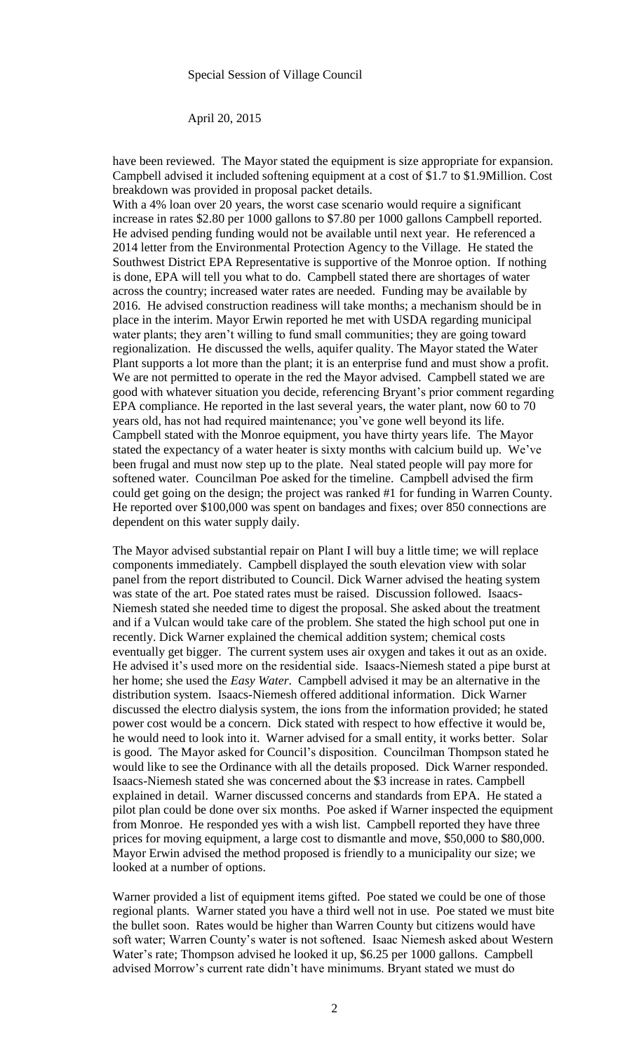Special Session of Village Council

April 20, 2015

have been reviewed. The Mayor stated the equipment is size appropriate for expansion. Campbell advised it included softening equipment at a cost of $1.7 to $1.9Million. Cost breakdown was provided in proposal packet details.

With a 4% loan over 20 years, the worst case scenario would require a significant increase in rates $2.80 per 1000 gallons to $7.80 per 1000 gallons Campbell reported. He advised pending funding would not be available until next year. He referenced a 2014 letter from the Environmental Protection Agency to the Village. He stated the Southwest District EPA Representative is supportive of the Monroe option. If nothing is done, EPA will tell you what to do. Campbell stated there are shortages of water across the country; increased water rates are needed. Funding may be available by 2016. He advised construction readiness will take months; a mechanism should be in place in the interim. Mayor Erwin reported he met with USDA regarding municipal water plants; they aren't willing to fund small communities; they are going toward regionalization. He discussed the wells, aquifer quality. The Mayor stated the Water Plant supports a lot more than the plant; it is an enterprise fund and must show a profit. We are not permitted to operate in the red the Mayor advised. Campbell stated we are good with whatever situation you decide, referencing Bryant's prior comment regarding EPA compliance. He reported in the last several years, the water plant, now 60 to 70 years old, has not had required maintenance; you've gone well beyond its life. Campbell stated with the Monroe equipment, you have thirty years life. The Mayor stated the expectancy of a water heater is sixty months with calcium build up. We've been frugal and must now step up to the plate. Neal stated people will pay more for softened water. Councilman Poe asked for the timeline. Campbell advised the firm could get going on the design; the project was ranked #1 for funding in Warren County. He reported over $100,000 was spent on bandages and fixes; over 850 connections are dependent on this water supply daily.

The Mayor advised substantial repair on Plant I will buy a little time; we will replace components immediately. Campbell displayed the south elevation view with solar panel from the report distributed to Council. Dick Warner advised the heating system was state of the art. Poe stated rates must be raised. Discussion followed. Isaacs-Niemesh stated she needed time to digest the proposal. She asked about the treatment and if a Vulcan would take care of the problem. She stated the high school put one in recently. Dick Warner explained the chemical addition system; chemical costs eventually get bigger. The current system uses air oxygen and takes it out as an oxide. He advised it's used more on the residential side. Isaacs-Niemesh stated a pipe burst at her home; she used the *Easy Water*. Campbell advised it may be an alternative in the distribution system. Isaacs-Niemesh offered additional information. Dick Warner discussed the electro dialysis system, the ions from the information provided; he stated power cost would be a concern. Dick stated with respect to how effective it would be, he would need to look into it. Warner advised for a small entity, it works better. Solar is good. The Mayor asked for Council's disposition. Councilman Thompson stated he would like to see the Ordinance with all the details proposed. Dick Warner responded. Isaacs-Niemesh stated she was concerned about the $3 increase in rates. Campbell explained in detail. Warner discussed concerns and standards from EPA. He stated a pilot plan could be done over six months. Poe asked if Warner inspected the equipment from Monroe. He responded yes with a wish list. Campbell reported they have three prices for moving equipment, a large cost to dismantle and move, $50,000 to $80,000. Mayor Erwin advised the method proposed is friendly to a municipality our size; we looked at a number of options.

Warner provided a list of equipment items gifted. Poe stated we could be one of those regional plants. Warner stated you have a third well not in use. Poe stated we must bite the bullet soon. Rates would be higher than Warren County but citizens would have soft water; Warren County's water is not softened. Isaac Niemesh asked about Western Water's rate; Thompson advised he looked it up, $6.25 per 1000 gallons. Campbell advised Morrow's current rate didn't have minimums. Bryant stated we must do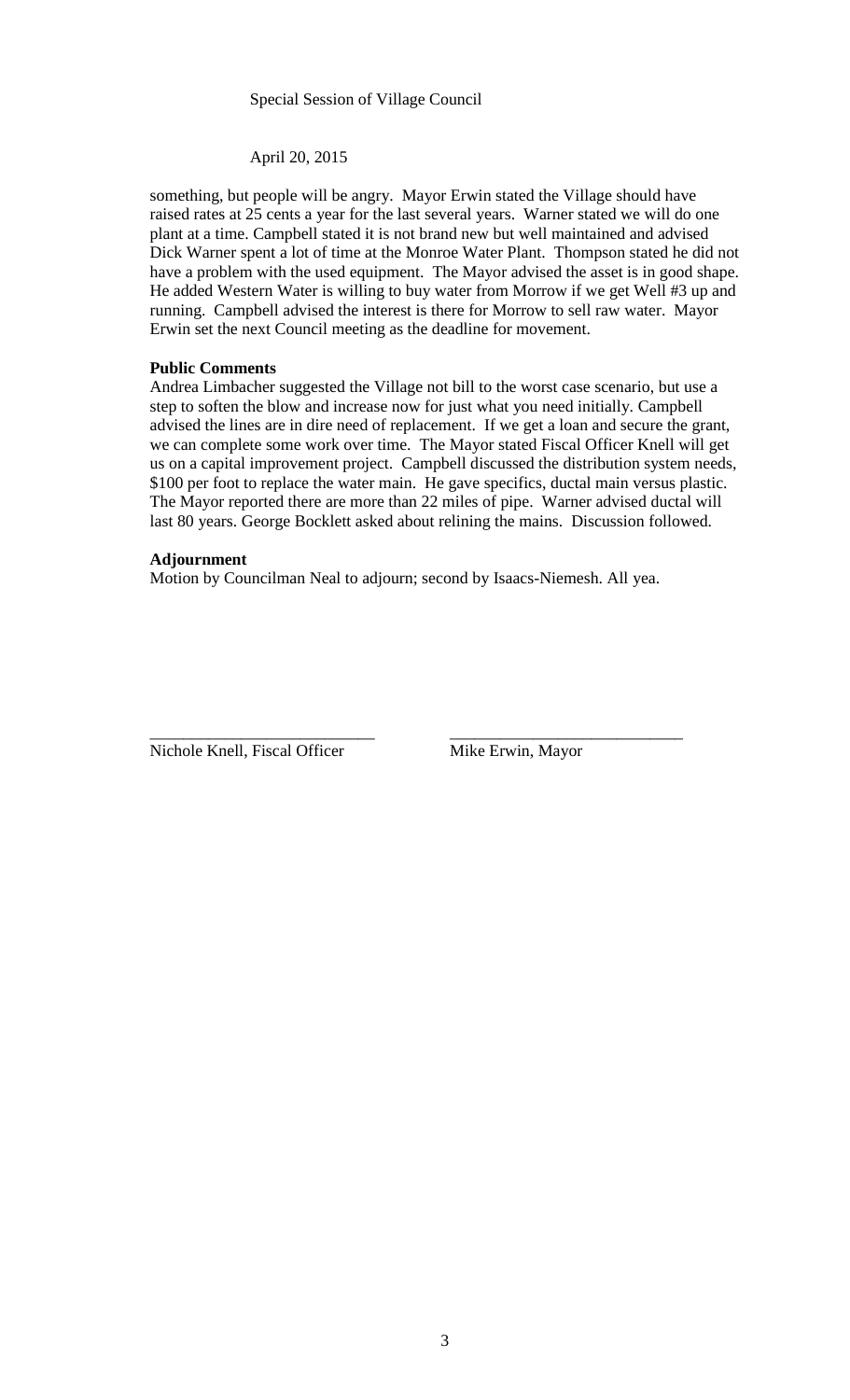Special Session of Village Council

April 20, 2015

something, but people will be angry. Mayor Erwin stated the Village should have raised rates at 25 cents a year for the last several years. Warner stated we will do one plant at a time. Campbell stated it is not brand new but well maintained and advised Dick Warner spent a lot of time at the Monroe Water Plant. Thompson stated he did not have a problem with the used equipment. The Mayor advised the asset is in good shape. He added Western Water is willing to buy water from Morrow if we get Well #3 up and running. Campbell advised the interest is there for Morrow to sell raw water. Mayor Erwin set the next Council meeting as the deadline for movement.

**Public Comments**

Andrea Limbacher suggested the Village not bill to the worst case scenario, but use a step to soften the blow and increase now for just what you need initially. Campbell advised the lines are in dire need of replacement. If we get a loan and secure the grant, we can complete some work over time. The Mayor stated Fiscal Officer Knell will get us on a capital improvement project. Campbell discussed the distribution system needs, $100 per foot to replace the water main. He gave specifics, ductal main versus plastic. The Mayor reported there are more than 22 miles of pipe. Warner advised ductal will last 80 years. George Bocklett asked about relining the mains. Discussion followed.

**Adjournment**

Motion by Councilman Neal to adjourn; second by Isaacs-Niemesh. All yea.

___________________________ ___________________________

Nichole Knell, Fiscal Officer Mike Erwin, Mayor